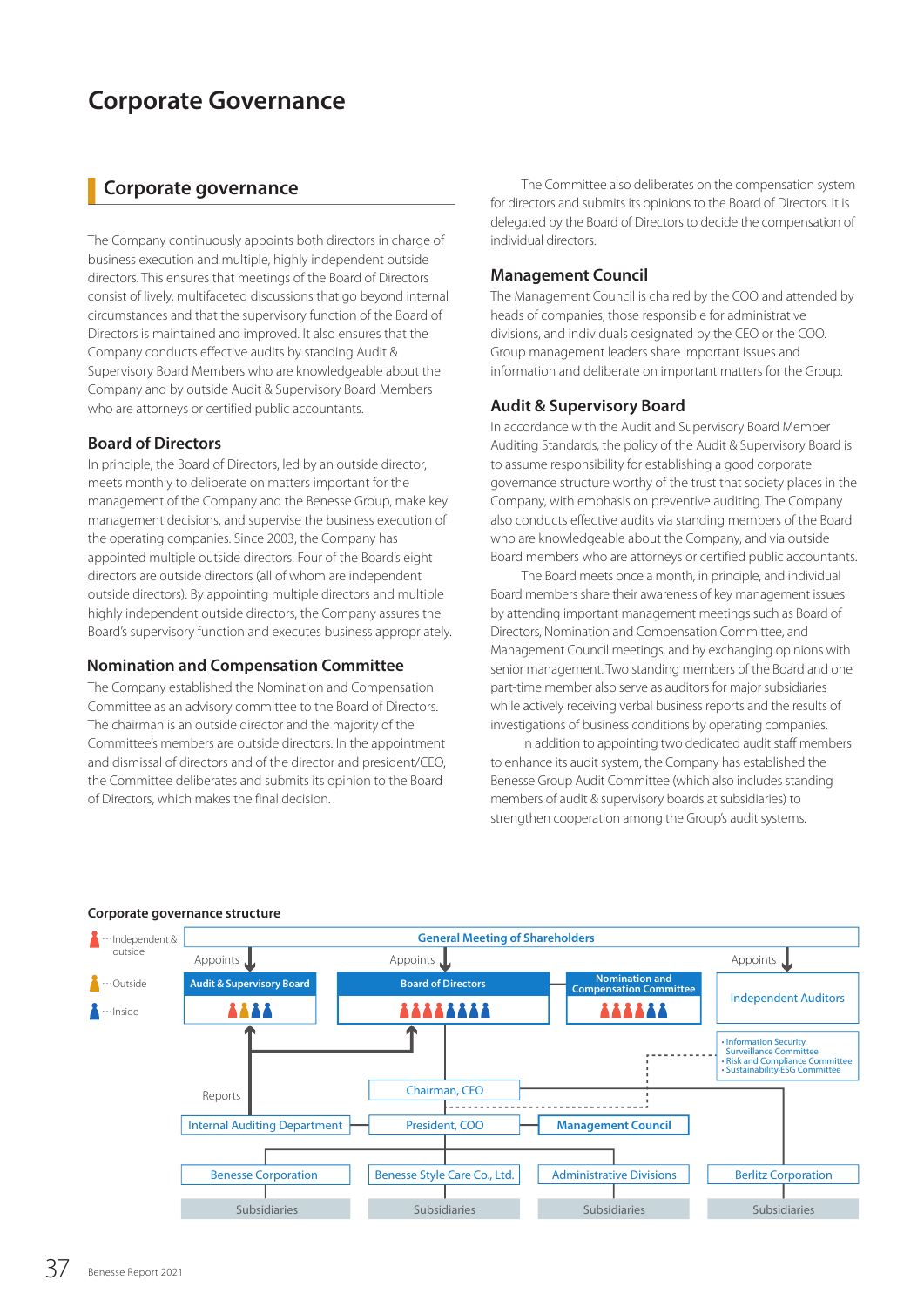# Corporate Governance

## Corporate governance

The Company continuously appoints both directors in charge of business execution and multiple, highly independent outside directors. This ensures that meetings of the Board of Directors consist of lively, multifaceted discussions that go beyond internal circumstances and that the supervisory function of the Board of Directors is maintained and improved. It also ensures that the Company conducts effective audits by standing Audit & Supervisory Board Members who are knowledgeable about the Company and by outside Audit & Supervisory Board Members who are attorneys or certified public accountants.

### Board of Directors

In principle, the Board of Directors, led by an outside director, meets monthly to deliberate on matters important for the management of the Company and the Benesse Group, make key management decisions, and supervise the business execution of the operating companies. Since 2003, the Company has appointed multiple outside directors. Four of the Board's eight directors are outside directors (all of whom are independent outside directors). By appointing multiple directors and multiple highly independent outside directors, the Company assures the Board's supervisory function and executes business appropriately.

### Nomination and Compensation Committee

The Company established the Nomination and Compensation Committee as an advisory committee to the Board of Directors. The chairman is an outside director and the majority of the Committee's members are outside directors. In the appointment and dismissal of directors and of the director and president/CEO, the Committee deliberates and submits its opinion to the Board of Directors, which makes the final decision.

The Committee also deliberates on the compensation system for directors and submits its opinions to the Board of Directors. It is delegated by the Board of Directors to decide the compensation of individual directors.

### Management Council

The Management Council is chaired by the COO and attended by heads of companies, those responsible for administrative divisions, and individuals designated by the CEO or the COO. Group management leaders share important issues and information and deliberate on important matters for the Group.

### Audit & Supervisory Board

In accordance with the Audit and Supervisory Board Member Auditing Standards, the policy of the Audit & Supervisory Board is to assume responsibility for establishing a good corporate governance structure worthy of the trust that society places in the Company, with emphasis on preventive auditing. The Company also conducts effective audits via standing members of the Board who are knowledgeable about the Company, and via outside Board members who are attorneys or certified public accountants.

The Board meets once a month, in principle, and individual Board members share their awareness of key management issues by attending important management meetings such as Board of Directors, Nomination and Compensation Committee, and Management Council meetings, and by exchanging opinions with senior management. Two standing members of the Board and one part-time member also serve as auditors for major subsidiaries while actively receiving verbal business reports and the results of investigations of business conditions by operating companies.

In addition to appointing two dedicated audit staff members to enhance its audit system, the Company has established the Benesse Group Audit Committee (which also includes standing members of audit & supervisory boards at subsidiaries) to strengthen cooperation among the Group's audit systems.

### Corporate governance structure

Legend: Independent & outside · Outside · Inside

- General Meeting of Shareholders
  - Appoints → Audit & Supervisory Board (3 independent & outside, 1 outside, 2 inside... as shown: 4 members)
  - Appoints → Board of Directors (8 members)
  - Nomination and Compensation Committee (6 members)
  - Appoints → Independent Auditors
- Chairman, CEO
- President, COO
- Management Council
- Internal Auditing Department — Reports
- Committees:
  - Information Security Surveillance Committee
  - Risk and Compliance Committee
  - Sustainability-ESG Committee
- Benesse Corporation — Subsidiaries
- Benesse Style Care Co., Ltd. — Subsidiaries
- Administrative Divisions — Subsidiaries
- Berlitz Corporation — Subsidiaries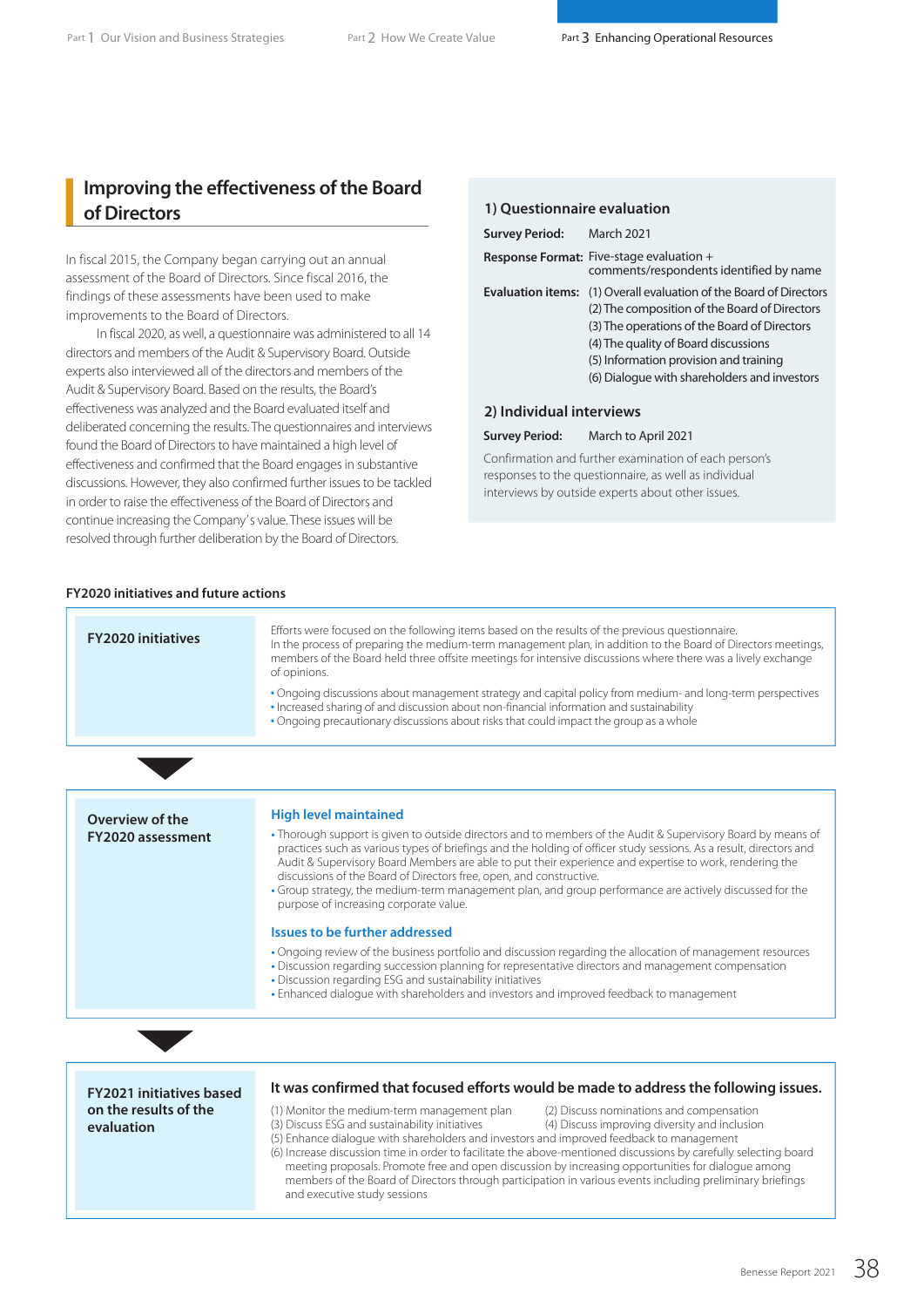## Improving the effectiveness of the Board of Directors

In fiscal 2015, the Company began carrying out an annual assessment of the Board of Directors. Since fiscal 2016, the findings of these assessments have been used to make improvements to the Board of Directors.

In fiscal 2020, as well, a questionnaire was administered to all 14 directors and members of the Audit & Supervisory Board. Outside experts also interviewed all of the directors and members of the Audit & Supervisory Board. Based on the results, the Board's effectiveness was analyzed and the Board evaluated itself and deliberated concerning the results. The questionnaires and interviews found the Board of Directors to have maintained a high level of effectiveness and confirmed that the Board engages in substantive discussions. However, they also confirmed further issues to be tackled in order to raise the effectiveness of the Board of Directors and continue increasing the Company's value. These issues will be resolved through further deliberation by the Board of Directors.

### 1) Questionnaire evaluation

**Survey Period:** March 2021

**Response Format:** Five-stage evaluation + comments/respondents identified by name

**Evaluation items:**
(1) Overall evaluation of the Board of Directors
(2) The composition of the Board of Directors
(3) The operations of the Board of Directors
(4) The quality of Board discussions
(5) Information provision and training
(6) Dialogue with shareholders and investors

### 2) Individual interviews

**Survey Period:** March to April 2021

Confirmation and further examination of each person's responses to the questionnaire, as well as individual interviews by outside experts about other issues.

### FY2020 initiatives and future actions

**FY2020 initiatives**

Efforts were focused on the following items based on the results of the previous questionnaire.
In the process of preparing the medium-term management plan, in addition to the Board of Directors meetings, members of the Board held three offsite meetings for intensive discussions where there was a lively exchange of opinions.

- Ongoing discussions about management strategy and capital policy from medium- and long-term perspectives
- Increased sharing of and discussion about non-financial information and sustainability
- Ongoing precautionary discussions about risks that could impact the group as a whole

**Overview of the FY2020 assessment**

**High level maintained**

- Thorough support is given to outside directors and to members of the Audit & Supervisory Board by means of practices such as various types of briefings and the holding of officer study sessions. As a result, directors and Audit & Supervisory Board Members are able to put their experience and expertise to work, rendering the discussions of the Board of Directors free, open, and constructive.
- Group strategy, the medium-term management plan, and group performance are actively discussed for the purpose of increasing corporate value.

**Issues to be further addressed**

- Ongoing review of the business portfolio and discussion regarding the allocation of management resources
- Discussion regarding succession planning for representative directors and management compensation
- Discussion regarding ESG and sustainability initiatives
- Enhanced dialogue with shareholders and investors and improved feedback to management

**FY2021 initiatives based on the results of the evaluation**

**It was confirmed that focused efforts would be made to address the following issues.**

(1) Monitor the medium-term management plan
(2) Discuss nominations and compensation
(3) Discuss ESG and sustainability initiatives
(4) Discuss improving diversity and inclusion
(5) Enhance dialogue with shareholders and investors and improved feedback to management
(6) Increase discussion time in order to facilitate the above-mentioned discussions by carefully selecting board meeting proposals. Promote free and open discussion by increasing opportunities for dialogue among members of the Board of Directors through participation in various events including preliminary briefings and executive study sessions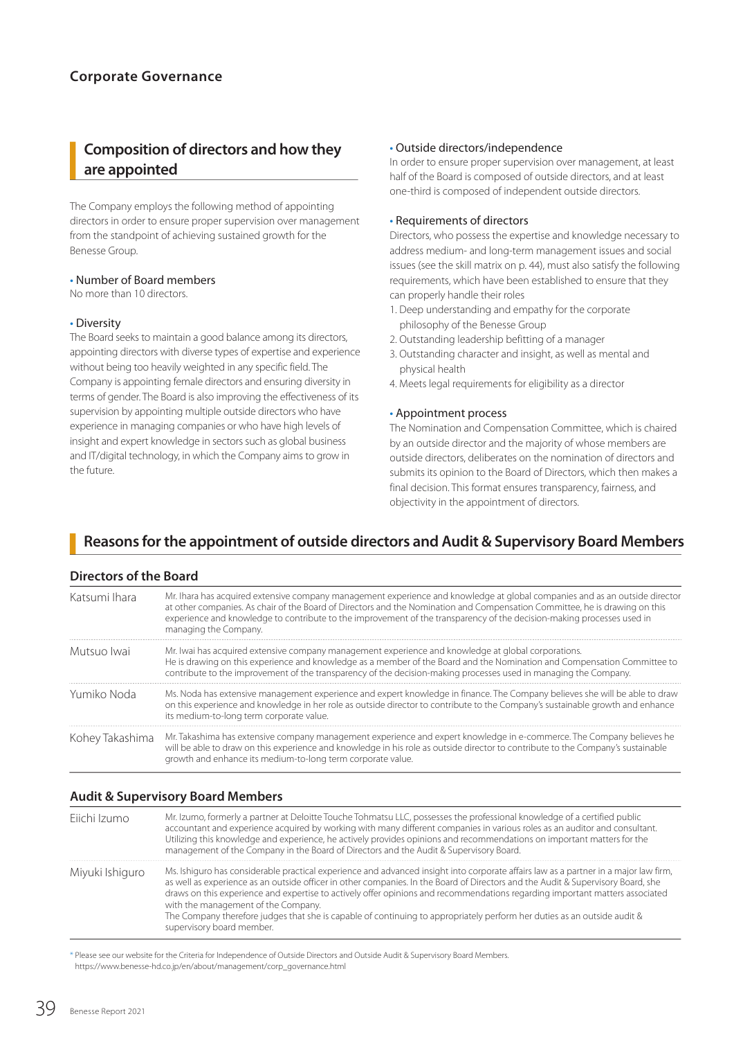## Corporate Governance

## Composition of directors and how they are appointed

The Company employs the following method of appointing directors in order to ensure proper supervision over management from the standpoint of achieving sustained growth for the Benesse Group.

**• Number of Board members**
No more than 10 directors.

**• Diversity**
The Board seeks to maintain a good balance among its directors, appointing directors with diverse types of expertise and experience without being too heavily weighted in any specific field. The Company is appointing female directors and ensuring diversity in terms of gender. The Board is also improving the effectiveness of its supervision by appointing multiple outside directors who have experience in managing companies or who have high levels of insight and expert knowledge in sectors such as global business and IT/digital technology, in which the Company aims to grow in the future.

**• Outside directors/independence**
In order to ensure proper supervision over management, at least half of the Board is composed of outside directors, and at least one-third is composed of independent outside directors.

**• Requirements of directors**
Directors, who possess the expertise and knowledge necessary to address medium- and long-term management issues and social issues (see the skill matrix on p. 44), must also satisfy the following requirements, which have been established to ensure that they can properly handle their roles

1. Deep understanding and empathy for the corporate philosophy of the Benesse Group
2. Outstanding leadership befitting of a manager
3. Outstanding character and insight, as well as mental and physical health
4. Meets legal requirements for eligibility as a director

**• Appointment process**
The Nomination and Compensation Committee, which is chaired by an outside director and the majority of whose members are outside directors, deliberates on the nomination of directors and submits its opinion to the Board of Directors, which then makes a final decision. This format ensures transparency, fairness, and objectivity in the appointment of directors.

## Reasons for the appointment of outside directors and Audit & Supervisory Board Members

### Directors of the Board

| | |
|---|---|
| Katsumi Ihara | Mr. Ihara has acquired extensive company management experience and knowledge at global companies and as an outside director at other companies. As chair of the Board of Directors and the Nomination and Compensation Committee, he is drawing on this experience and knowledge to contribute to the improvement of the transparency of the decision-making processes used in managing the Company. |
| Mutsuo Iwai | Mr. Iwai has acquired extensive company management experience and knowledge at global corporations. He is drawing on this experience and knowledge as a member of the Board and the Nomination and Compensation Committee to contribute to the improvement of the transparency of the decision-making processes used in managing the Company. |
| Yumiko Noda | Ms. Noda has extensive management experience and expert knowledge in finance. The Company believes she will be able to draw on this experience and knowledge in her role as outside director to contribute to the Company's sustainable growth and enhance its medium-to-long term corporate value. |
| Kohey Takashima | Mr. Takashima has extensive company management experience and expert knowledge in e-commerce. The Company believes he will be able to draw on this experience and knowledge in his role as outside director to contribute to the Company's sustainable growth and enhance its medium-to-long term corporate value. |

### Audit & Supervisory Board Members

| | |
|---|---|
| Eiichi Izumo | Mr. Izumo, formerly a partner at Deloitte Touche Tohmatsu LLC, possesses the professional knowledge of a certified public accountant and experience acquired by working with many different companies in various roles as an auditor and consultant. Utilizing this knowledge and experience, he actively provides opinions and recommendations on important matters for the management of the Company in the Board of Directors and the Audit & Supervisory Board. |
| Miyuki Ishiguro | Ms. Ishiguro has considerable practical experience and advanced insight into corporate affairs law as a partner in a major law firm, as well as experience as an outside officer in other companies. In the Board of Directors and the Audit & Supervisory Board, she draws on this experience and expertise to actively offer opinions and recommendations regarding important matters associated with the management of the Company.<br>The Company therefore judges that she is capable of continuing to appropriately perform her duties as an outside audit & supervisory board member. |

* Please see our website for the Criteria for Independence of Outside Directors and Outside Audit & Supervisory Board Members.
https://www.benesse-hd.co.jp/en/about/management/corp_governance.html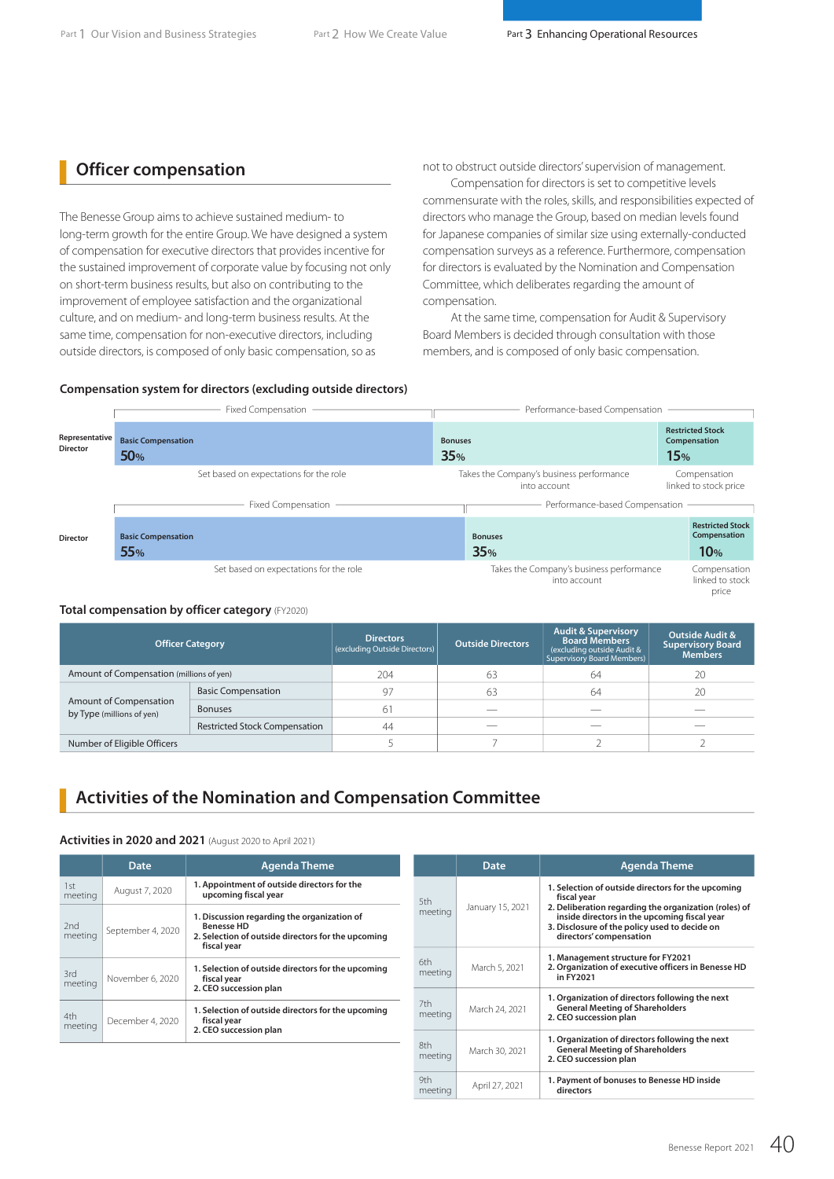## Officer compensation

The Benesse Group aims to achieve sustained medium- to long-term growth for the entire Group. We have designed a system of compensation for executive directors that provides incentive for the sustained improvement of corporate value by focusing not only on short-term business results, but also on contributing to the improvement of employee satisfaction and the organizational culture, and on medium- and long-term business results. At the same time, compensation for non-executive directors, including outside directors, is composed of only basic compensation, so as not to obstruct outside directors' supervision of management.

Compensation for directors is set to competitive levels commensurate with the roles, skills, and responsibilities expected of directors who manage the Group, based on median levels found for Japanese companies of similar size using externally-conducted compensation surveys as a reference. Furthermore, compensation for directors is evaluated by the Nomination and Compensation Committee, which deliberates regarding the amount of compensation.

At the same time, compensation for Audit & Supervisory Board Members is decided through consultation with those members, and is composed of only basic compensation.

### Compensation system for directors (excluding outside directors)

| | Fixed Compensation | Performance-based Compensation | |
|---|---|---|---|
| | Basic Compensation | Bonuses | Restricted Stock Compensation |
| Representative Director | 50% | 35% | 15% |
| Director | 55% | 35% | 10% |
| | Set based on expectations for the role | Takes the Company's business performance into account | Compensation linked to stock price |

### Total compensation by officer category (FY2020)

| Officer Category | | Directors (excluding Outside Directors) | Outside Directors | Audit & Supervisory Board Members (excluding outside Audit & Supervisory Board Members) | Outside Audit & Supervisory Board Members |
|---|---|---|---|---|---|
| Amount of Compensation (millions of yen) | | 204 | 63 | 64 | 20 |
| Amount of Compensation by Type (millions of yen) | Basic Compensation | 97 | 63 | 64 | 20 |
| | Bonuses | 61 | — | — | — |
| | Restricted Stock Compensation | 44 | — | — | — |
| Number of Eligible Officers | | 5 | 7 | 2 | 2 |

## Activities of the Nomination and Compensation Committee

### Activities in 2020 and 2021 (August 2020 to April 2021)

| | Date | Agenda Theme |
|---|---|---|
| 1st meeting | August 7, 2020 | 1. Appointment of outside directors for the upcoming fiscal year |
| 2nd meeting | September 4, 2020 | 1. Discussion regarding the organization of Benesse HD<br>2. Selection of outside directors for the upcoming fiscal year |
| 3rd meeting | November 6, 2020 | 1. Selection of outside directors for the upcoming fiscal year<br>2. CEO succession plan |
| 4th meeting | December 4, 2020 | 1. Selection of outside directors for the upcoming fiscal year<br>2. CEO succession plan |
| 5th meeting | January 15, 2021 | 1. Selection of outside directors for the upcoming fiscal year<br>2. Deliberation regarding the organization (roles) of inside directors in the upcoming fiscal year<br>3. Disclosure of the policy used to decide on directors' compensation |
| 6th meeting | March 5, 2021 | 1. Management structure for FY2021<br>2. Organization of executive officers in Benesse HD in FY2021 |
| 7th meeting | March 24, 2021 | 1. Organization of directors following the next General Meeting of Shareholders<br>2. CEO succession plan |
| 8th meeting | March 30, 2021 | 1. Organization of directors following the next General Meeting of Shareholders<br>2. CEO succession plan |
| 9th meeting | April 27, 2021 | 1. Payment of bonuses to Benesse HD inside directors |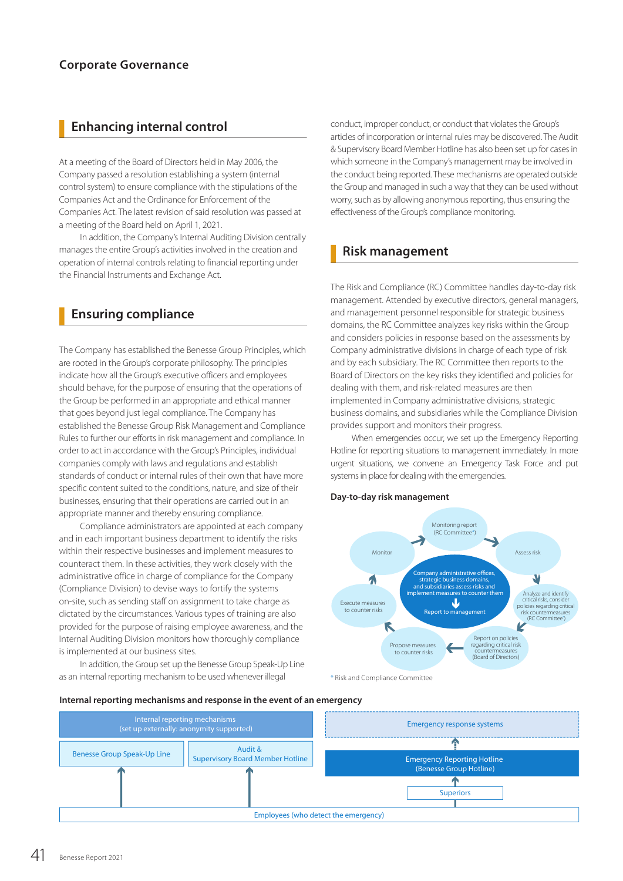# Corporate Governance

## Enhancing internal control

At a meeting of the Board of Directors held in May 2006, the Company passed a resolution establishing a system (internal control system) to ensure compliance with the stipulations of the Companies Act and the Ordinance for Enforcement of the Companies Act. The latest revision of said resolution was passed at a meeting of the Board held on April 1, 2021.

In addition, the Company's Internal Auditing Division centrally manages the entire Group's activities involved in the creation and operation of internal controls relating to financial reporting under the Financial Instruments and Exchange Act.

## Ensuring compliance

The Company has established the Benesse Group Principles, which are rooted in the Group's corporate philosophy. The principles indicate how all the Group's executive officers and employees should behave, for the purpose of ensuring that the operations of the Group be performed in an appropriate and ethical manner that goes beyond just legal compliance. The Company has established the Benesse Group Risk Management and Compliance Rules to further our efforts in risk management and compliance. In order to act in accordance with the Group's Principles, individual companies comply with laws and regulations and establish standards of conduct or internal rules of their own that have more specific content suited to the conditions, nature, and size of their businesses, ensuring that their operations are carried out in an appropriate manner and thereby ensuring compliance.

Compliance administrators are appointed at each company and in each important business department to identify the risks within their respective businesses and implement measures to counteract them. In these activities, they work closely with the administrative office in charge of compliance for the Company (Compliance Division) to devise ways to fortify the systems on-site, such as sending staff on assignment to take charge as dictated by the circumstances. Various types of training are also provided for the purpose of raising employee awareness, and the Internal Auditing Division monitors how thoroughly compliance is implemented at our business sites.

In addition, the Group set up the Benesse Group Speak-Up Line as an internal reporting mechanism to be used whenever illegal conduct, improper conduct, or conduct that violates the Group's articles of incorporation or internal rules may be discovered. The Audit & Supervisory Board Member Hotline has also been set up for cases in which someone in the Company's management may be involved in the conduct being reported. These mechanisms are operated outside the Group and managed in such a way that they can be used without worry, such as by allowing anonymous reporting, thus ensuring the effectiveness of the Group's compliance monitoring.

## Risk management

The Risk and Compliance (RC) Committee handles day-to-day risk management. Attended by executive directors, general managers, and management personnel responsible for strategic business domains, the RC Committee analyzes key risks within the Group and considers policies in response based on the assessments by Company administrative divisions in charge of each type of risk and by each subsidiary. The RC Committee then reports to the Board of Directors on the key risks they identified and policies for dealing with them, and risk-related measures are then implemented in Company administrative divisions, strategic business domains, and subsidiaries while the Compliance Division provides support and monitors their progress.

When emergencies occur, we set up the Emergency Reporting Hotline for reporting situations to management immediately. In more urgent situations, we convene an Emergency Task Force and put systems in place for dealing with the emergencies.

### Day-to-day risk management

Center: Company administrative offices, strategic business domains, and subsidiaries assess risks and implement measures to counter them → Report to management

Cycle: Monitoring report (RC Committee*) → Assess risk → Analyze and identify critical risks, consider policies regarding critical risk countermeasures (RC Committee) → Report on policies regarding critical risk countermeasures (Board of Directors) → Propose measures to counter risks → Execute measures to counter risks → Monitor → Monitoring report (RC Committee*)

\* Risk and Compliance Committee

### Internal reporting mechanisms and response in the event of an emergency

- Internal reporting mechanisms (set up externally: anonymity supported)
  - Benesse Group Speak-Up Line
  - Audit & Supervisory Board Member Hotline
- Emergency response systems
  - Emergency Reporting Hotline (Benesse Group Hotline)
  - Superiors
- Employees (who detect the emergency)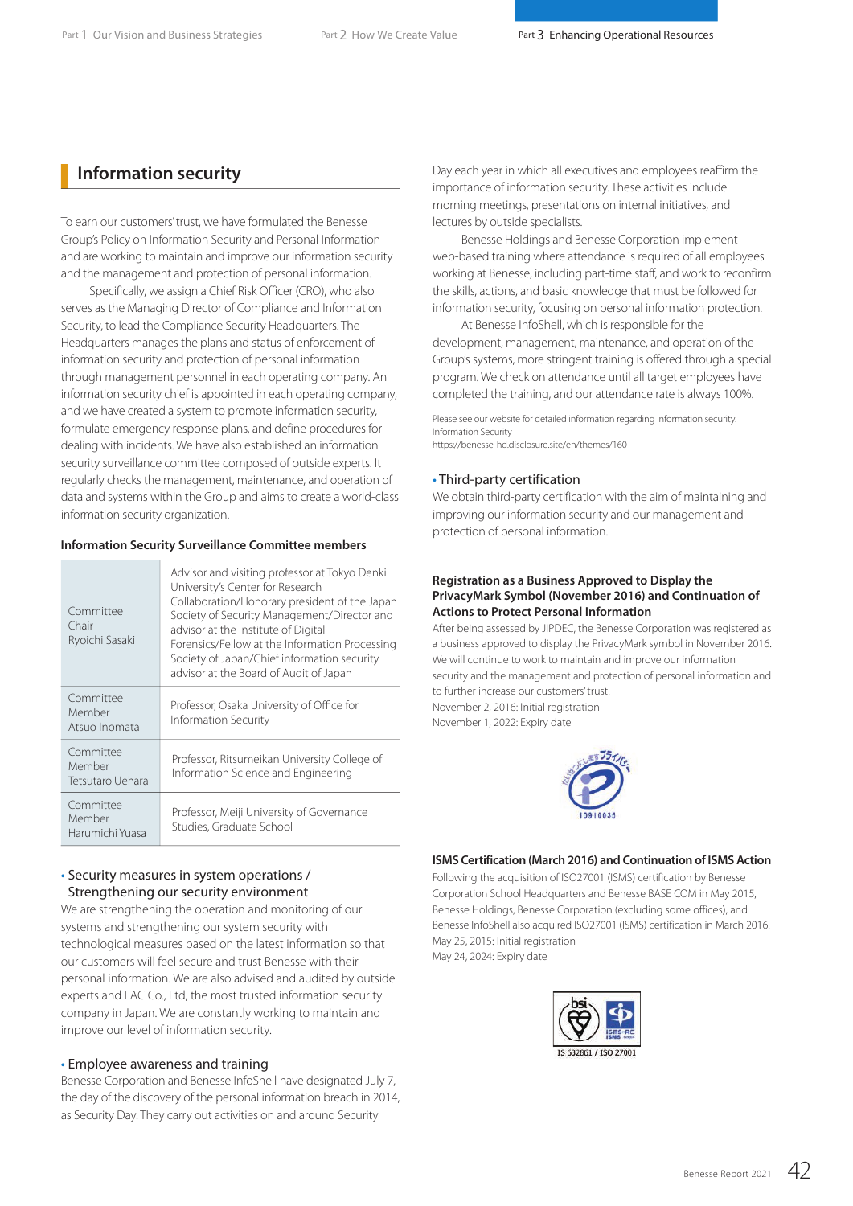## Information security

To earn our customers' trust, we have formulated the Benesse Group's Policy on Information Security and Personal Information and are working to maintain and improve our information security and the management and protection of personal information.

Specifically, we assign a Chief Risk Officer (CRO), who also serves as the Managing Director of Compliance and Information Security, to lead the Compliance Security Headquarters. The Headquarters manages the plans and status of enforcement of information security and protection of personal information through management personnel in each operating company. An information security chief is appointed in each operating company, and we have created a system to promote information security, formulate emergency response plans, and define procedures for dealing with incidents. We have also established an information security surveillance committee composed of outside experts. It regularly checks the management, maintenance, and operation of data and systems within the Group and aims to create a world-class information security organization.

**Information Security Surveillance Committee members**

| | |
|---|---|
| Committee Chair Ryoichi Sasaki | Advisor and visiting professor at Tokyo Denki University's Center for Research Collaboration/Honorary president of the Japan Society of Security Management/Director and advisor at the Institute of Digital Forensics/Fellow at the Information Processing Society of Japan/Chief information security advisor at the Board of Audit of Japan |
| Committee Member Atsuo Inomata | Professor, Osaka University of Office for Information Security |
| Committee Member Tetsutaro Uehara | Professor, Ritsumeikan University College of Information Science and Engineering |
| Committee Member Harumichi Yuasa | Professor, Meiji University of Governance Studies, Graduate School |

### • Security measures in system operations / Strengthening our security environment

We are strengthening the operation and monitoring of our systems and strengthening our system security with technological measures based on the latest information so that our customers will feel secure and trust Benesse with their personal information. We are also advised and audited by outside experts and LAC Co., Ltd, the most trusted information security company in Japan. We are constantly working to maintain and improve our level of information security.

### • Employee awareness and training

Benesse Corporation and Benesse InfoShell have designated July 7, the day of the discovery of the personal information breach in 2014, as Security Day. They carry out activities on and around Security Day each year in which all executives and employees reaffirm the importance of information security. These activities include morning meetings, presentations on internal initiatives, and lectures by outside specialists.

Benesse Holdings and Benesse Corporation implement web-based training where attendance is required of all employees working at Benesse, including part-time staff, and work to reconfirm the skills, actions, and basic knowledge that must be followed for information security, focusing on personal information protection.

At Benesse InfoShell, which is responsible for the development, management, maintenance, and operation of the Group's systems, more stringent training is offered through a special program. We check on attendance until all target employees have completed the training, and our attendance rate is always 100%.

Please see our website for detailed information regarding information security.
Information Security
https://benesse-hd.disclosure.site/en/themes/160

### • Third-party certification

We obtain third-party certification with the aim of maintaining and improving our information security and our management and protection of personal information.

**Registration as a Business Approved to Display the PrivacyMark Symbol (November 2016) and Continuation of Actions to Protect Personal Information**

After being assessed by JIPDEC, the Benesse Corporation was registered as a business approved to display the PrivacyMark symbol in November 2016. We will continue to work to maintain and improve our information security and the management and protection of personal information and to further increase our customers' trust.
November 2, 2016: Initial registration
November 1, 2022: Expiry date

10910035

**ISMS Certification (March 2016) and Continuation of ISMS Action**

Following the acquisition of ISO27001 (ISMS) certification by Benesse Corporation School Headquarters and Benesse BASE COM in May 2015, Benesse Holdings, Benesse Corporation (excluding some offices), and Benesse InfoShell also acquired ISO27001 (ISMS) certification in March 2016.
May 25, 2015: Initial registration
May 24, 2024: Expiry date

IS 632861 / ISO 27001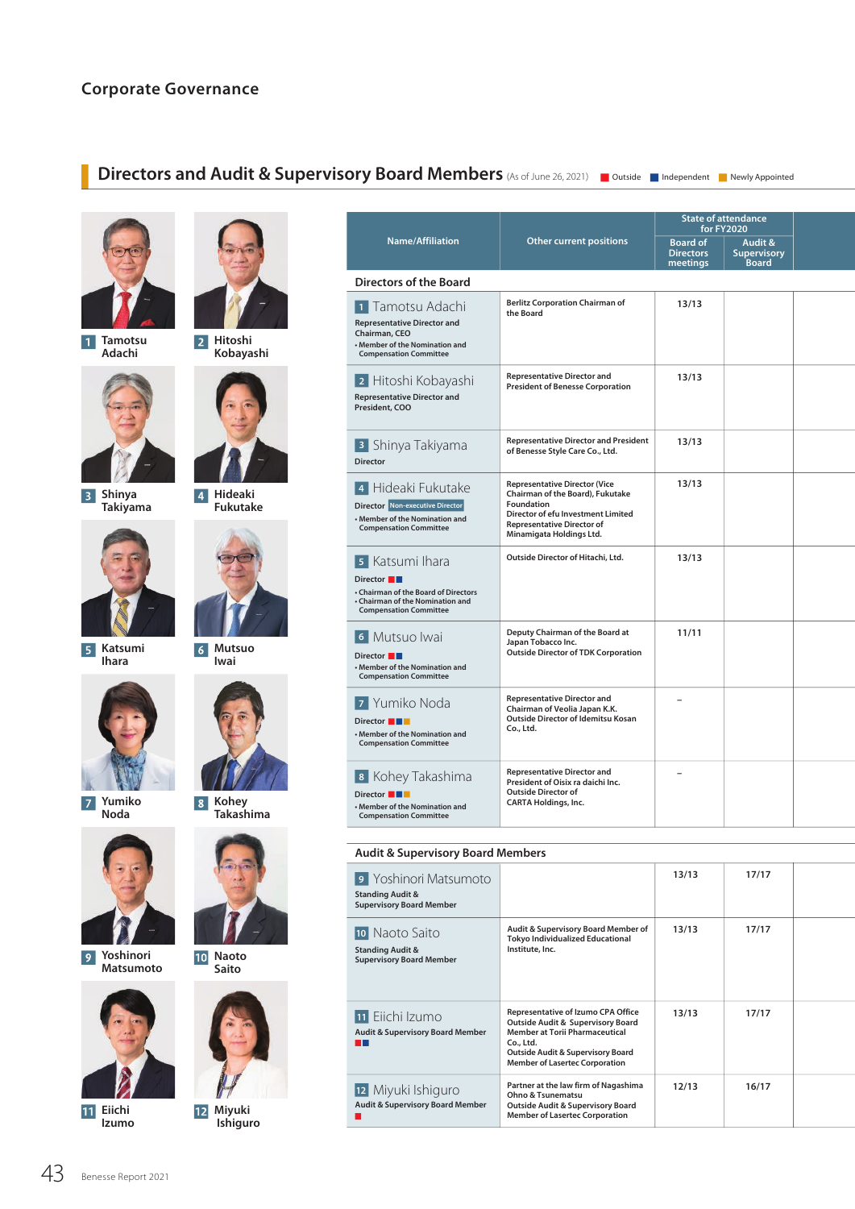## Corporate Governance

### Directors and Audit & Supervisory Board Members (As of June 26, 2021)

■ Outside ■ Independent ■ Newly Appointed

1 Tamotsu Adachi
2 Hitoshi Kobayashi
3 Shinya Takiyama
4 Hideaki Fukutake
5 Katsumi Ihara
6 Mutsuo Iwai
7 Yumiko Noda
8 Kohey Takashima
9 Yoshinori Matsumoto
10 Naoto Saito
11 Eiichi Izumo
12 Miyuki Ishiguro

| Name/Affiliation | Other current positions | State of attendance for FY2020 | |
|---|---|---|---|
| | | Board of Directors meetings | Audit & Supervisory Board |
| **Directors of the Board** | | | |
| 1 Tamotsu Adachi<br>Representative Director and Chairman, CEO<br>• Member of the Nomination and Compensation Committee | Berlitz Corporation Chairman of the Board | 13/13 | |
| 2 Hitoshi Kobayashi<br>Representative Director and President, COO | Representative Director and President of Benesse Corporation | 13/13 | |
| 3 Shinya Takiyama<br>Director | Representative Director and President of Benesse Style Care Co., Ltd. | 13/13 | |
| 4 Hideaki Fukutake<br>Director Non-executive Director<br>• Member of the Nomination and Compensation Committee | Representative Director (Vice Chairman of the Board), Fukutake Foundation<br>Director of efu Investment Limited<br>Representative Director of Minamigata Holdings Ltd. | 13/13 | |
| 5 Katsumi Ihara<br>Director ■■<br>• Chairman of the Board of Directors<br>• Chairman of the Nomination and Compensation Committee | Outside Director of Hitachi, Ltd. | 13/13 | |
| 6 Mutsuo Iwai<br>Director ■■<br>• Member of the Nomination and Compensation Committee | Deputy Chairman of the Board at Japan Tobacco Inc.<br>Outside Director of TDK Corporation | 11/11 | |
| 7 Yumiko Noda<br>Director ■■■<br>• Member of the Nomination and Compensation Committee | Representative Director and Chairman of Veolia Japan K.K.<br>Outside Director of Idemitsu Kosan Co., Ltd. | – | |
| 8 Kohey Takashima<br>Director ■■■<br>• Member of the Nomination and Compensation Committee | Representative Director and President of Oisix ra daichi Inc.<br>Outside Director of CARTA Holdings, Inc. | – | |
| **Audit & Supervisory Board Members** | | | |
| 9 Yoshinori Matsumoto<br>Standing Audit & Supervisory Board Member | | 13/13 | 17/17 |
| 10 Naoto Saito<br>Standing Audit & Supervisory Board Member | Audit & Supervisory Board Member of Tokyo Individualized Educational Institute, Inc. | 13/13 | 17/17 |
| 11 Eiichi Izumo<br>Audit & Supervisory Board Member ■■ | Representative of Izumo CPA Office<br>Outside Audit & Supervisory Board Member at Torii Pharmaceutical Co., Ltd.<br>Outside Audit & Supervisory Board Member of Lasertec Corporation | 13/13 | 17/17 |
| 12 Miyuki Ishiguro<br>Audit & Supervisory Board Member ■ | Partner at the law firm of Nagashima Ohno & Tsunematsu<br>Outside Audit & Supervisory Board Member of Lasertec Corporation | 12/13 | 16/17 |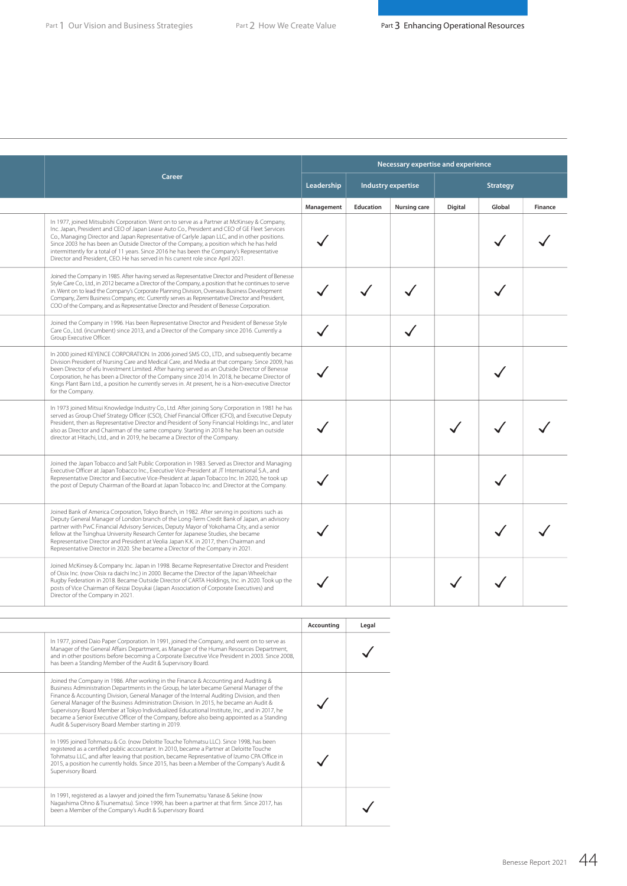| | Career | Necessary expertise and experience | | | | | |
|---|---|---|---|---|---|---|---|
| | | Leadership | Industry expertise | | Strategy | | |
| | | Management | Education | Nursing care | Digital | Global | Finance |
| | In 1977, joined Mitsubishi Corporation. Went on to serve as a Partner at McKinsey & Company, Inc. Japan, President and CEO of Japan Lease Auto Co., President and CEO of GE Fleet Services Co., Managing Director and Japan Representative of Carlyle Japan LLC, and in other positions. Since 2003 he has been an Outside Director of the Company, a position which he has held intermittently for a total of 11 years. Since 2016 he has been the Company's Representative Director and President, CEO. He has served in his current role since April 2021. | ✓ | | | | ✓ | ✓ |
| | Joined the Company in 1985. After having served as Representative Director and President of Benesse Style Care Co., Ltd., in 2012 became a Director of the Company, a position that he continues to serve in. Went on to lead the Company's Corporate Planning Division, Overseas Business Development Company, Zemi Business Company, etc. Currently serves as Representative Director and President, COO of the Company, and as Representative Director and President of Benesse Corporation. | ✓ | ✓ | ✓ | | ✓ | |
| | Joined the Company in 1996. Has been Representative Director and President of Benesse Style Care Co., Ltd. (incumbent) since 2013, and a Director of the Company since 2016. Currently a Group Executive Officer. | ✓ | | ✓ | | | |
| | In 2000 joined KEYENCE CORPORATION. In 2006 joined SMS CO., LTD., and subsequently became Division President of Nursing Care and Medical Care, and Media at that company. Since 2009, has been Director of efu Investment Limited. After having served as an Outside Director of Benesse Corporation, he has been a Director of the Company since 2014. In 2018, he became Director of Kings Plant Barn Ltd., a position he currently serves in. At present, he is a Non-executive Director for the Company. | ✓ | | | | ✓ | |
| | In 1973 joined Mitsui Knowledge Industry Co., Ltd. After joining Sony Corporation in 1981 he has served as Group Chief Strategy Officer (CSO), Chief Financial Officer (CFO), and Executive Deputy President, then as Representative Director and President of Sony Financial Holdings Inc., and later also as Director and Chairman of the same company. Starting in 2018 he has been an outside director at Hitachi, Ltd., and in 2019, he became a Director of the Company. | ✓ | | | ✓ | ✓ | ✓ |
| | Joined the Japan Tobacco and Salt Public Corporation in 1983. Served as Director and Managing Executive Officer at Japan Tobacco Inc., Executive Vice-President at JT International S.A., and Representative Director and Executive Vice-President at Japan Tobacco Inc. In 2020, he took up the post of Deputy Chairman of the Board at Japan Tobacco Inc. and Director at the Company. | ✓ | | | | ✓ | |
| | Joined Bank of America Corporation, Tokyo Branch, in 1982. After serving in positions such as Deputy General Manager of London branch of the Long-Term Credit Bank of Japan, an advisory partner with PwC Financial Advisory Services, Deputy Mayor of Yokohama City, and a senior fellow at the Tsinghua University Research Center for Japanese Studies, she became Representative Director and President at Veolia Japan K.K. in 2017, then Chairman and Representative Director in 2020. She became a Director of the Company in 2021. | ✓ | | | | ✓ | ✓ |
| | Joined McKinsey & Company Inc. Japan in 1998. Became Representative Director and President of Oisix Inc. (now Oisix ra daichi Inc.) in 2000. Became the Director of the Japan Wheelchair Rugby Federation in 2018. Became Outside Director of CARTA Holdings, Inc. in 2020. Took up the posts of Vice Chairman of Keizai Doyukai (Japan Association of Corporate Executives) and Director of the Company in 2021. | ✓ | | | ✓ | ✓ | |

| | | Accounting | Legal |
|---|---|---|---|
| | In 1977, joined Daio Paper Corporation. In 1991, joined the Company, and went on to serve as Manager of the General Affairs Department, as Manager of the Human Resources Department, and in other positions before becoming a Corporate Executive Vice President in 2003. Since 2008, has been a Standing Member of the Audit & Supervisory Board. | | ✓ |
| | Joined the Company in 1986. After working in the Finance & Accounting and Auditing & Business Administration Departments in the Group, he later became General Manager of the Finance & Accounting Division, General Manager of the Internal Auditing Division, and then General Manager of the Business Administration Division. In 2015, he became an Audit & Supervisory Board Member at Tokyo Individualized Educational Institute, Inc., and in 2017, he became a Senior Executive Officer of the Company, before also being appointed as a Standing Audit & Supervisory Board Member starting in 2019. | ✓ | |
| | In 1995 joined Tohmatsu & Co. (now Deloitte Touche Tohmatsu LLC). Since 1998, has been registered as a certified public accountant. In 2010, became a Partner at Deloitte Touche Tohmatsu LLC, and after leaving that position, became Representative of Izumo CPA Office in 2015, a position he currently holds. Since 2015, has been a Member of the Company's Audit & Supervisory Board. | ✓ | |
| | In 1991, registered as a lawyer and joined the firm Tsunematsu Yanase & Sekine (now Nagashima Ohno & Tsunematsu). Since 1999, has been a partner at that firm. Since 2017, has been a Member of the Company's Audit & Supervisory Board. | | ✓ |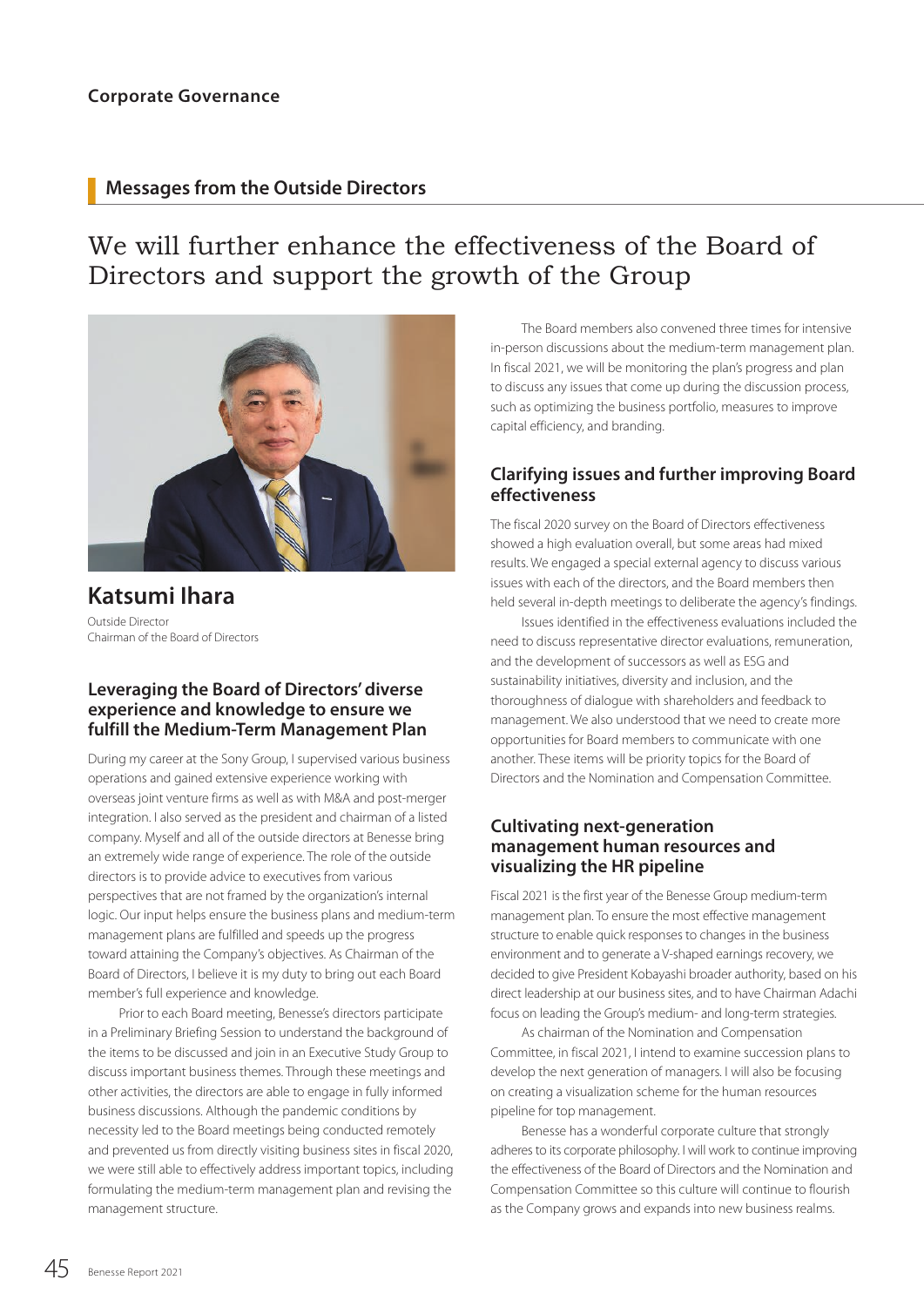# Corporate Governance

## Messages from the Outside Directors

# We will further enhance the effectiveness of the Board of Directors and support the growth of the Group

## Katsumi Ihara

Outside Director
Chairman of the Board of Directors

### Leveraging the Board of Directors' diverse experience and knowledge to ensure we fulfill the Medium-Term Management Plan

During my career at the Sony Group, I supervised various business operations and gained extensive experience working with overseas joint venture firms as well as with M&A and post-merger integration. I also served as the president and chairman of a listed company. Myself and all of the outside directors at Benesse bring an extremely wide range of experience. The role of the outside directors is to provide advice to executives from various perspectives that are not framed by the organization's internal logic. Our input helps ensure the business plans and medium-term management plans are fulfilled and speeds up the progress toward attaining the Company's objectives. As Chairman of the Board of Directors, I believe it is my duty to bring out each Board member's full experience and knowledge.

Prior to each Board meeting, Benesse's directors participate in a Preliminary Briefing Session to understand the background of the items to be discussed and join in an Executive Study Group to discuss important business themes. Through these meetings and other activities, the directors are able to engage in fully informed business discussions. Although the pandemic conditions by necessity led to the Board meetings being conducted remotely and prevented us from directly visiting business sites in fiscal 2020, we were still able to effectively address important topics, including formulating the medium-term management plan and revising the management structure.

The Board members also convened three times for intensive in-person discussions about the medium-term management plan. In fiscal 2021, we will be monitoring the plan's progress and plan to discuss any issues that come up during the discussion process, such as optimizing the business portfolio, measures to improve capital efficiency, and branding.

### Clarifying issues and further improving Board effectiveness

The fiscal 2020 survey on the Board of Directors effectiveness showed a high evaluation overall, but some areas had mixed results. We engaged a special external agency to discuss various issues with each of the directors, and the Board members then held several in-depth meetings to deliberate the agency's findings.

Issues identified in the effectiveness evaluations included the need to discuss representative director evaluations, remuneration, and the development of successors as well as ESG and sustainability initiatives, diversity and inclusion, and the thoroughness of dialogue with shareholders and feedback to management. We also understood that we need to create more opportunities for Board members to communicate with one another. These items will be priority topics for the Board of Directors and the Nomination and Compensation Committee.

### Cultivating next-generation management human resources and visualizing the HR pipeline

Fiscal 2021 is the first year of the Benesse Group medium-term management plan. To ensure the most effective management structure to enable quick responses to changes in the business environment and to generate a V-shaped earnings recovery, we decided to give President Kobayashi broader authority, based on his direct leadership at our business sites, and to have Chairman Adachi focus on leading the Group's medium- and long-term strategies.

As chairman of the Nomination and Compensation Committee, in fiscal 2021, I intend to examine succession plans to develop the next generation of managers. I will also be focusing on creating a visualization scheme for the human resources pipeline for top management.

Benesse has a wonderful corporate culture that strongly adheres to its corporate philosophy. I will work to continue improving the effectiveness of the Board of Directors and the Nomination and Compensation Committee so this culture will continue to flourish as the Company grows and expands into new business realms.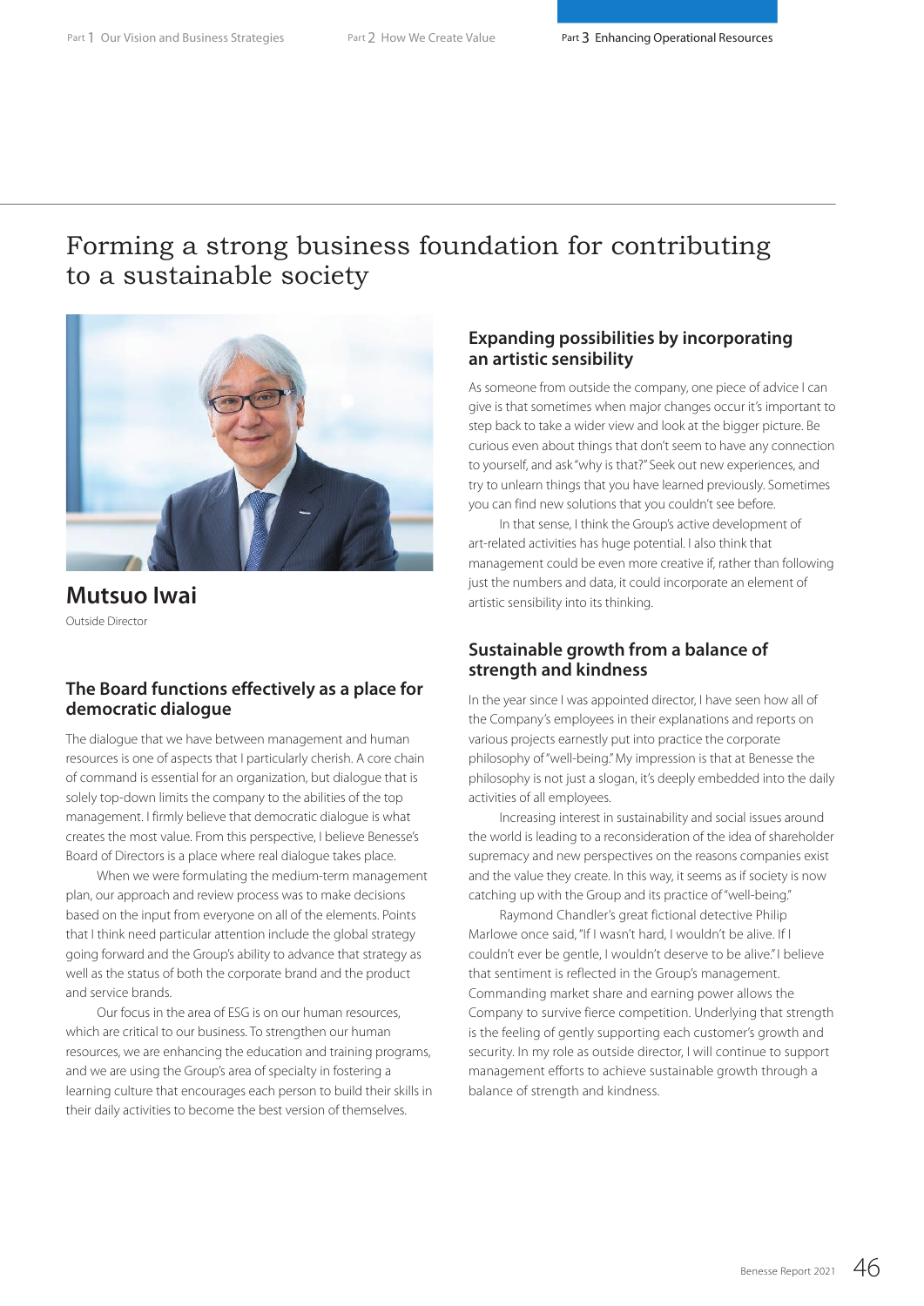# Forming a strong business foundation for contributing to a sustainable society

**Mutsuo Iwai**

Outside Director

## The Board functions effectively as a place for democratic dialogue

The dialogue that we have between management and human resources is one of aspects that I particularly cherish. A core chain of command is essential for an organization, but dialogue that is solely top-down limits the company to the abilities of the top management. I firmly believe that democratic dialogue is what creates the most value. From this perspective, I believe Benesse's Board of Directors is a place where real dialogue takes place.

When we were formulating the medium-term management plan, our approach and review process was to make decisions based on the input from everyone on all of the elements. Points that I think need particular attention include the global strategy going forward and the Group's ability to advance that strategy as well as the status of both the corporate brand and the product and service brands.

Our focus in the area of ESG is on our human resources, which are critical to our business. To strengthen our human resources, we are enhancing the education and training programs, and we are using the Group's area of specialty in fostering a learning culture that encourages each person to build their skills in their daily activities to become the best version of themselves.

## Expanding possibilities by incorporating an artistic sensibility

As someone from outside the company, one piece of advice I can give is that sometimes when major changes occur it's important to step back to take a wider view and look at the bigger picture. Be curious even about things that don't seem to have any connection to yourself, and ask "why is that?" Seek out new experiences, and try to unlearn things that you have learned previously. Sometimes you can find new solutions that you couldn't see before.

In that sense, I think the Group's active development of art-related activities has huge potential. I also think that management could be even more creative if, rather than following just the numbers and data, it could incorporate an element of artistic sensibility into its thinking.

## Sustainable growth from a balance of strength and kindness

In the year since I was appointed director, I have seen how all of the Company's employees in their explanations and reports on various projects earnestly put into practice the corporate philosophy of "well-being." My impression is that at Benesse the philosophy is not just a slogan, it's deeply embedded into the daily activities of all employees.

Increasing interest in sustainability and social issues around the world is leading to a reconsideration of the idea of shareholder supremacy and new perspectives on the reasons companies exist and the value they create. In this way, it seems as if society is now catching up with the Group and its practice of "well-being."

Raymond Chandler's great fictional detective Philip Marlowe once said, "If I wasn't hard, I wouldn't be alive. If I couldn't ever be gentle, I wouldn't deserve to be alive." I believe that sentiment is reflected in the Group's management. Commanding market share and earning power allows the Company to survive fierce competition. Underlying that strength is the feeling of gently supporting each customer's growth and security. In my role as outside director, I will continue to support management efforts to achieve sustainable growth through a balance of strength and kindness.